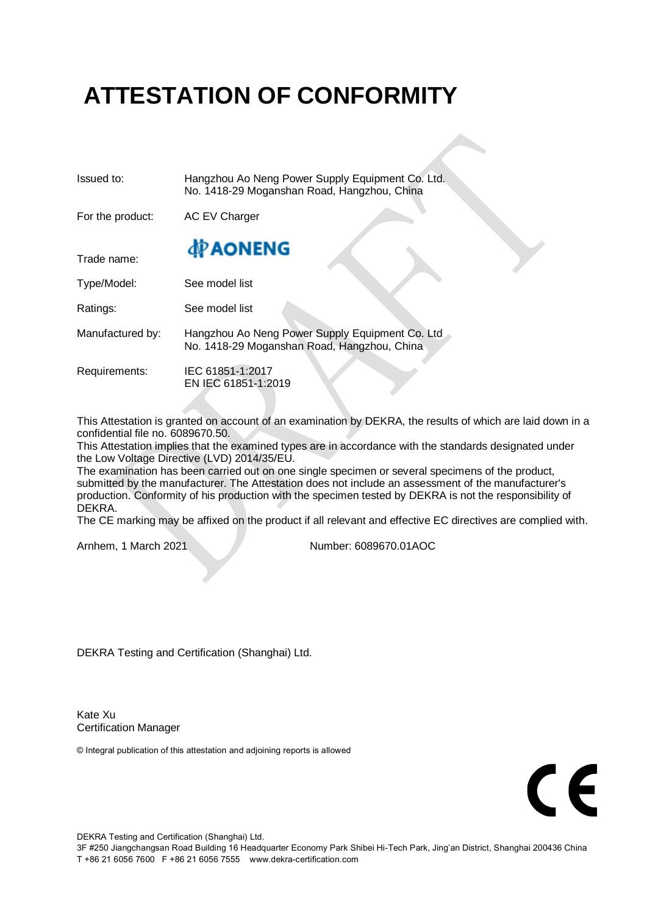# ATTESTATION OF CONFORMITY

| | |
|---|---|
| Issued to: | Hangzhou Ao Neng Power Supply Equipment Co. Ltd.<br>No. 1418-29 Moganshan Road, Hangzhou, China |
| For the product: | AC EV Charger |
| Trade name: | AONENG |
| Type/Model: | See model list |
| Ratings: | See model list |
| Manufactured by: | Hangzhou Ao Neng Power Supply Equipment Co. Ltd<br>No. 1418-29 Moganshan Road, Hangzhou, China |
| Requirements: | IEC 61851-1:2017<br>EN IEC 61851-1:2019 |

This Attestation is granted on account of an examination by DEKRA, the results of which are laid down in a confidential file no. 6089670.50.
This Attestation implies that the examined types are in accordance with the standards designated under the Low Voltage Directive (LVD) 2014/35/EU.
The examination has been carried out on one single specimen or several specimens of the product, submitted by the manufacturer. The Attestation does not include an assessment of the manufacturer's production. Conformity of his production with the specimen tested by DEKRA is not the responsibility of DEKRA.
The CE marking may be affixed on the product if all relevant and effective EC directives are complied with.

Arnhem, 1 March 2021 Number: 6089670.01AOC

DEKRA Testing and Certification (Shanghai) Ltd.

Kate Xu
Certification Manager

© Integral publication of this attestation and adjoining reports is allowed

CE

DEKRA Testing and Certification (Shanghai) Ltd.
3F #250 Jiangchangsan Road Building 16 Headquarter Economy Park Shibei Hi-Tech Park, Jing'an District, Shanghai 200436 China
T +86 21 6056 7600 F +86 21 6056 7555 www.dekra-certification.com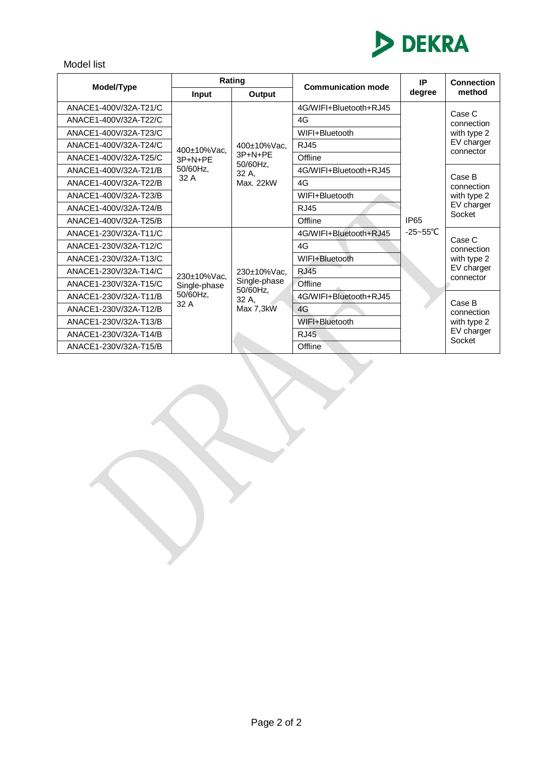Model list

| Model/Type | Rating | | Communication mode | IP degree | Connection method |
|---|---|---|---|---|---|
| | Input | Output | | | |
| ANACE1-400V/32A-T21/C | 400±10%Vac, 3P+N+PE 50/60Hz, 32 A | 400±10%Vac, 3P+N+PE 50/60Hz, 32 A, Max. 22kW | 4G/WIFI+Bluetooth+RJ45 | IP65 -25~55℃ | Case C connection with type 2 EV charger connector |
| ANACE1-400V/32A-T22/C | | | 4G | | |
| ANACE1-400V/32A-T23/C | | | WIFI+Bluetooth | | |
| ANACE1-400V/32A-T24/C | | | RJ45 | | |
| ANACE1-400V/32A-T25/C | | | Offline | | |
| ANACE1-400V/32A-T21/B | | | 4G/WIFI+Bluetooth+RJ45 | | Case B connection with type 2 EV charger Socket |
| ANACE1-400V/32A-T22/B | | | 4G | | |
| ANACE1-400V/32A-T23/B | | | WIFI+Bluetooth | | |
| ANACE1-400V/32A-T24/B | | | RJ45 | | |
| ANACE1-400V/32A-T25/B | | | Offline | | |
| ANACE1-230V/32A-T11/C | 230±10%Vac, Single-phase 50/60Hz, 32 A | 230±10%Vac, Single-phase 50/60Hz, 32 A, Max 7,3kW | 4G/WIFI+Bluetooth+RJ45 | | Case C connection with type 2 EV charger connector |
| ANACE1-230V/32A-T12/C | | | 4G | | |
| ANACE1-230V/32A-T13/C | | | WIFI+Bluetooth | | |
| ANACE1-230V/32A-T14/C | | | RJ45 | | |
| ANACE1-230V/32A-T15/C | | | Offline | | |
| ANACE1-230V/32A-T11/B | | | 4G/WIFI+Bluetooth+RJ45 | | Case B connection with type 2 EV charger Socket |
| ANACE1-230V/32A-T12/B | | | 4G | | |
| ANACE1-230V/32A-T13/B | | | WIFI+Bluetooth | | |
| ANACE1-230V/32A-T14/B | | | RJ45 | | |
| ANACE1-230V/32A-T15/B | | | Offline | | |